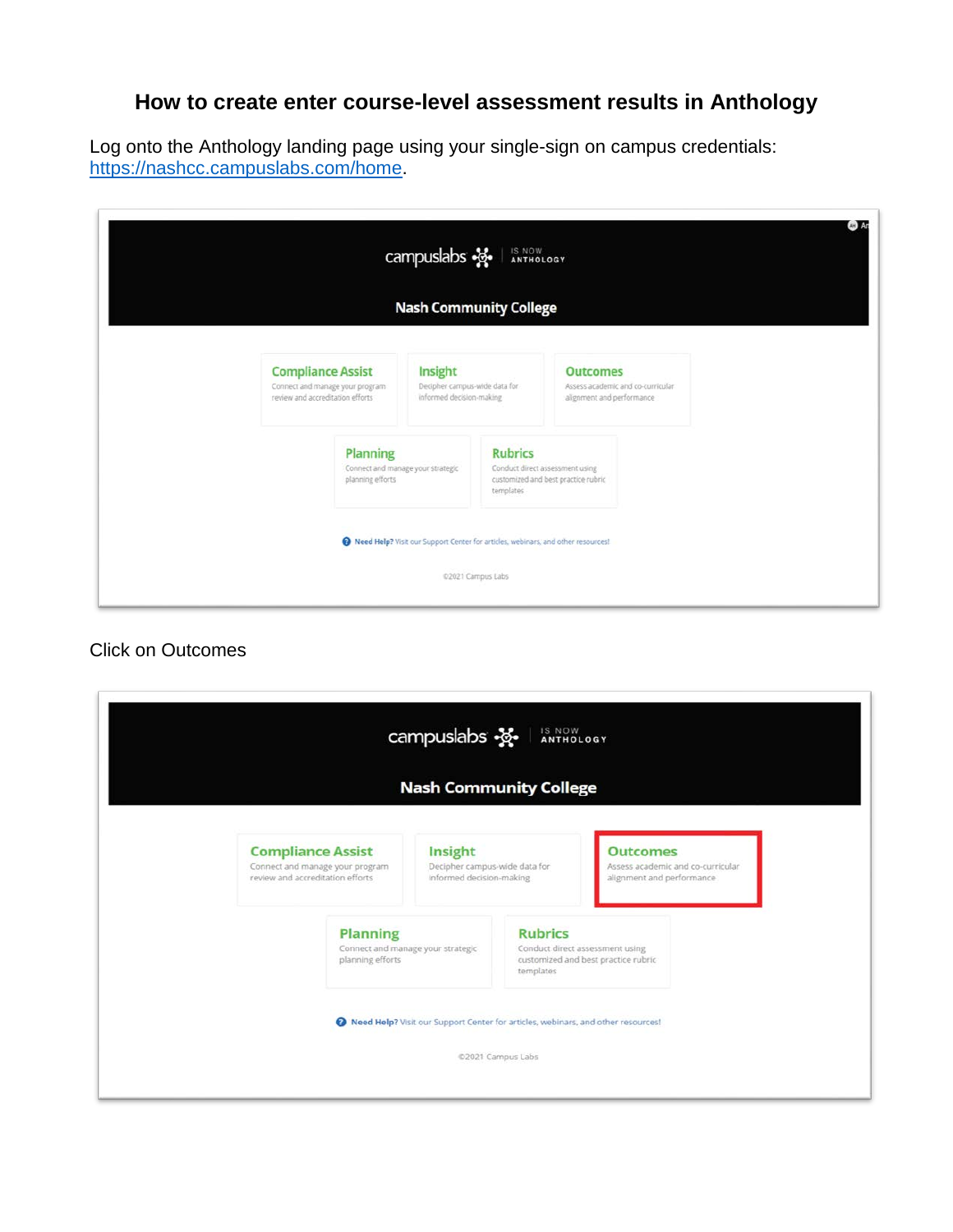# How to create enter course-level assessment results in Anthology

Log onto the Anthology landing page using your single-sign on campus credentials: https://nashcc.campuslabs.com/home.

Click on Outcomes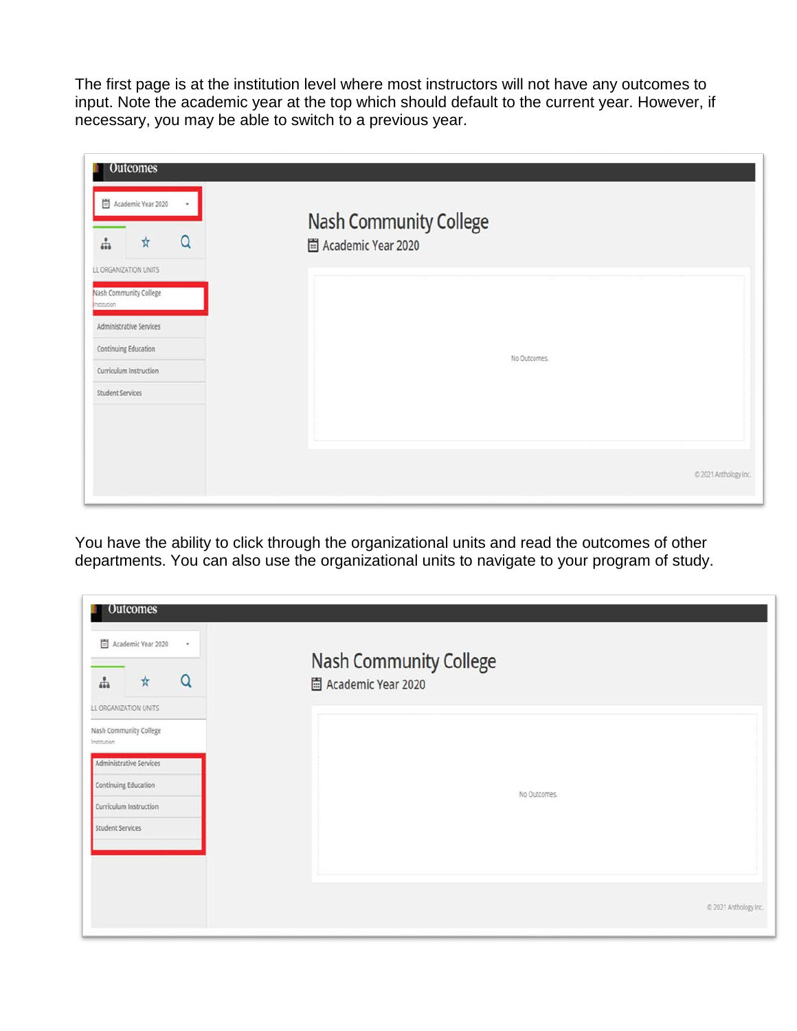The first page is at the institution level where most instructors will not have any outcomes to input. Note the academic year at the top which should default to the current year. However, if necessary, you may be able to switch to a previous year.

You have the ability to click through the organizational units and read the outcomes of other departments. You can also use the organizational units to navigate to your program of study.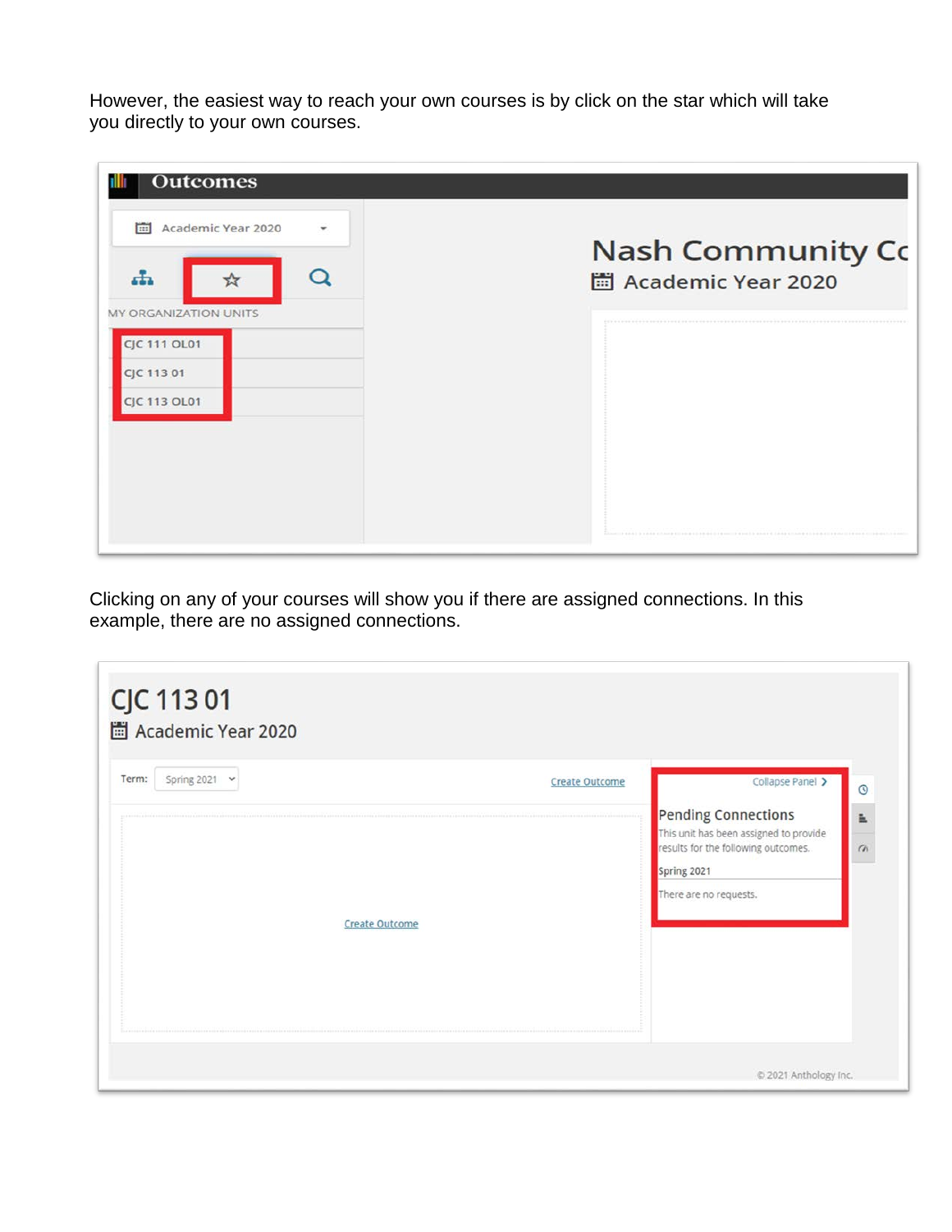However, the easiest way to reach your own courses is by click on the star which will take you directly to your own courses.

Clicking on any of your courses will show you if there are assigned connections. In this example, there are no assigned connections.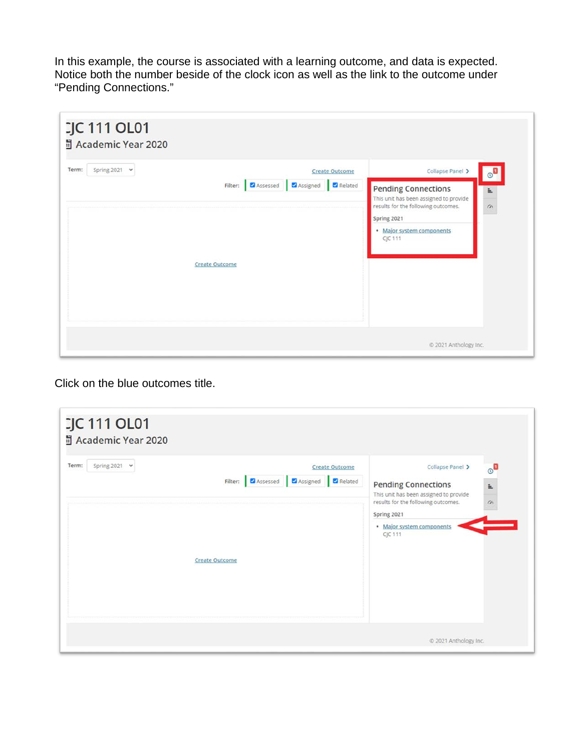In this example, the course is associated with a learning outcome, and data is expected. Notice both the number beside of the clock icon as well as the link to the outcome under "Pending Connections."

CJC 111 OL01
Academic Year 2020

Term: Spring 2021

Create Outcome

Filter: Assessed Assigned Related

Collapse Panel

Pending Connections
This unit has been assigned to provide results for the following outcomes.

Spring 2021
- Major system components
  CJC 111

Create Outcome

© 2021 Anthology Inc.

Click on the blue outcomes title.

CJC 111 OL01
Academic Year 2020

Term: Spring 2021

Create Outcome

Filter: Assessed Assigned Related

Collapse Panel

Pending Connections
This unit has been assigned to provide results for the following outcomes.

Spring 2021
- Major system components
  CJC 111

Create Outcome

© 2021 Anthology Inc.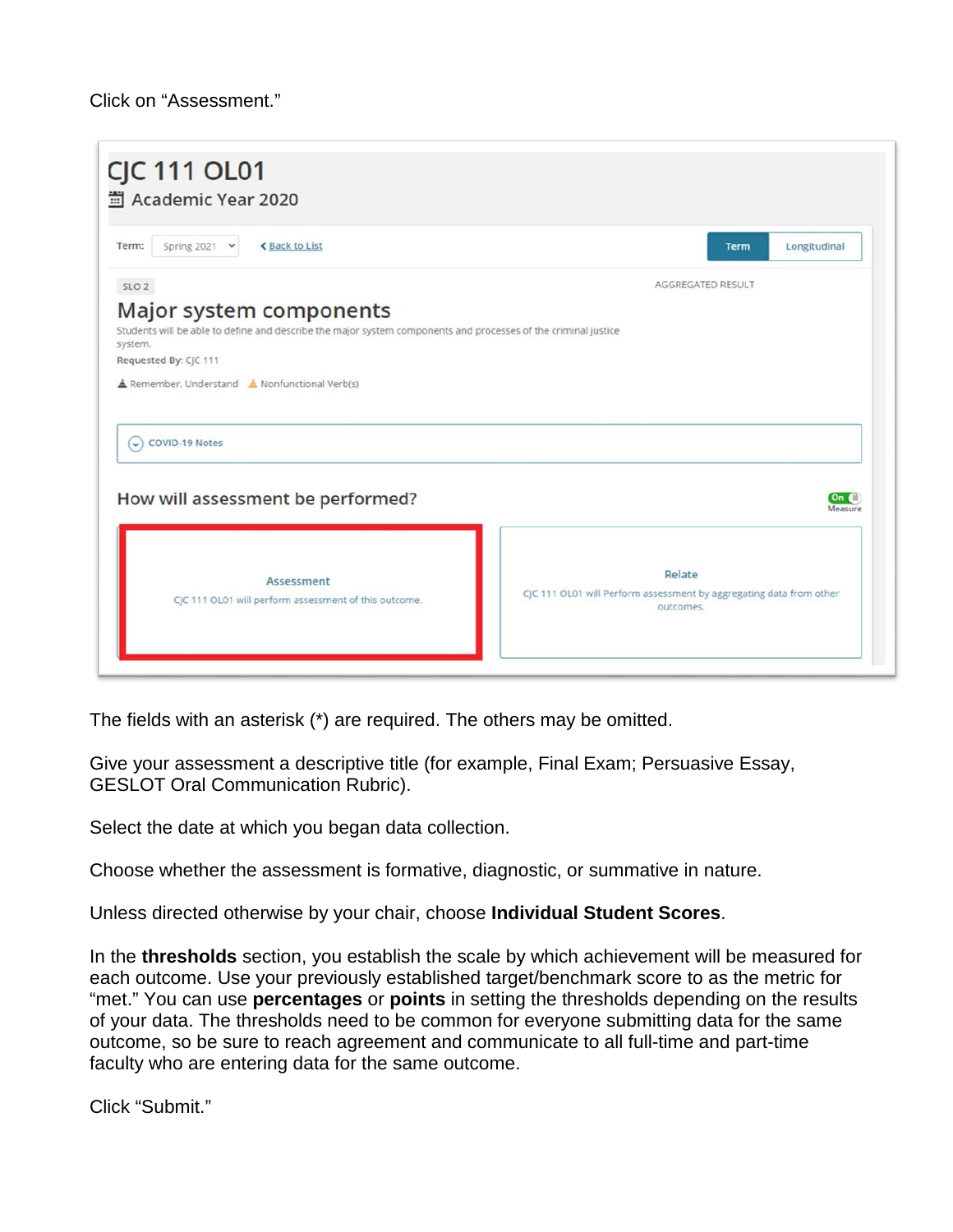Click on "Assessment."

The fields with an asterisk (*) are required. The others may be omitted.

Give your assessment a descriptive title (for example, Final Exam; Persuasive Essay, GESLOT Oral Communication Rubric).

Select the date at which you began data collection.

Choose whether the assessment is formative, diagnostic, or summative in nature.

Unless directed otherwise by your chair, choose **Individual Student Scores**.

In the **thresholds** section, you establish the scale by which achievement will be measured for each outcome. Use your previously established target/benchmark score to as the metric for "met." You can use **percentages** or **points** in setting the thresholds depending on the results of your data. The thresholds need to be common for everyone submitting data for the same outcome, so be sure to reach agreement and communicate to all full-time and part-time faculty who are entering data for the same outcome.

Click "Submit."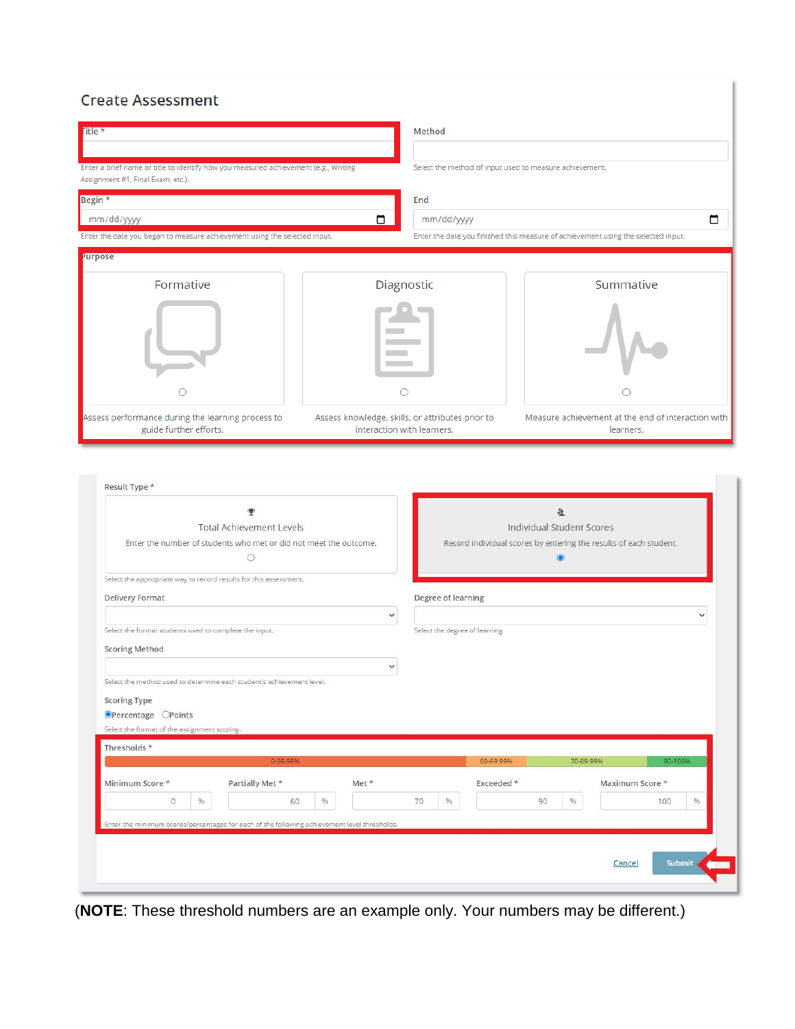## Create Assessment

**Title ***

Enter a brief name or title to identify how you measured achievement (e.g., Writing Assignment #1, Final Exam, etc.).

**Method**

Select the method of input used to measure achievement.

**Begin ***

mm/dd/yyyy

Enter the date you began to measure achievement using the selected input.

**End**

mm/dd/yyyy

Enter the date you finished this measure of achievement using the selected input.

**Purpose**

- **Formative** — Assess performance during the learning process to guide further efforts.
- **Diagnostic** — Assess knowledge, skills, or attributes prior to interaction with learners.
- **Summative** — Measure achievement at the end of interaction with learners.

**Result Type ***

- **Total Achievement Levels** — Enter the number of students who met or did not meet the outcome.
- **Individual Student Scores** — Record individual scores by entering the results of each student.

Select the appropriate way to record results for this assessment.

**Delivery Format**

Select the format students used to complete the input.

**Degree of learning**

Select the degree of learning

**Scoring Method**

Select the method used to determine each student's achievement level.

**Scoring Type**

Percentage / Points

Select the format of the assignment scoring.

**Thresholds ***

0-59.99% | 60-69.99% | 70-89.99% | 90-100%

| Minimum Score * | Partially Met * | Met * | Exceeded * | Maximum Score * |
|---|---|---|---|---|
| 0 % | 60 % | 70 % | 90 % | 100 % |

Enter the minimum scores/percentages for each of the following achievement level thresholds.

Cancel | Submit

(**NOTE**: These threshold numbers are an example only. Your numbers may be different.)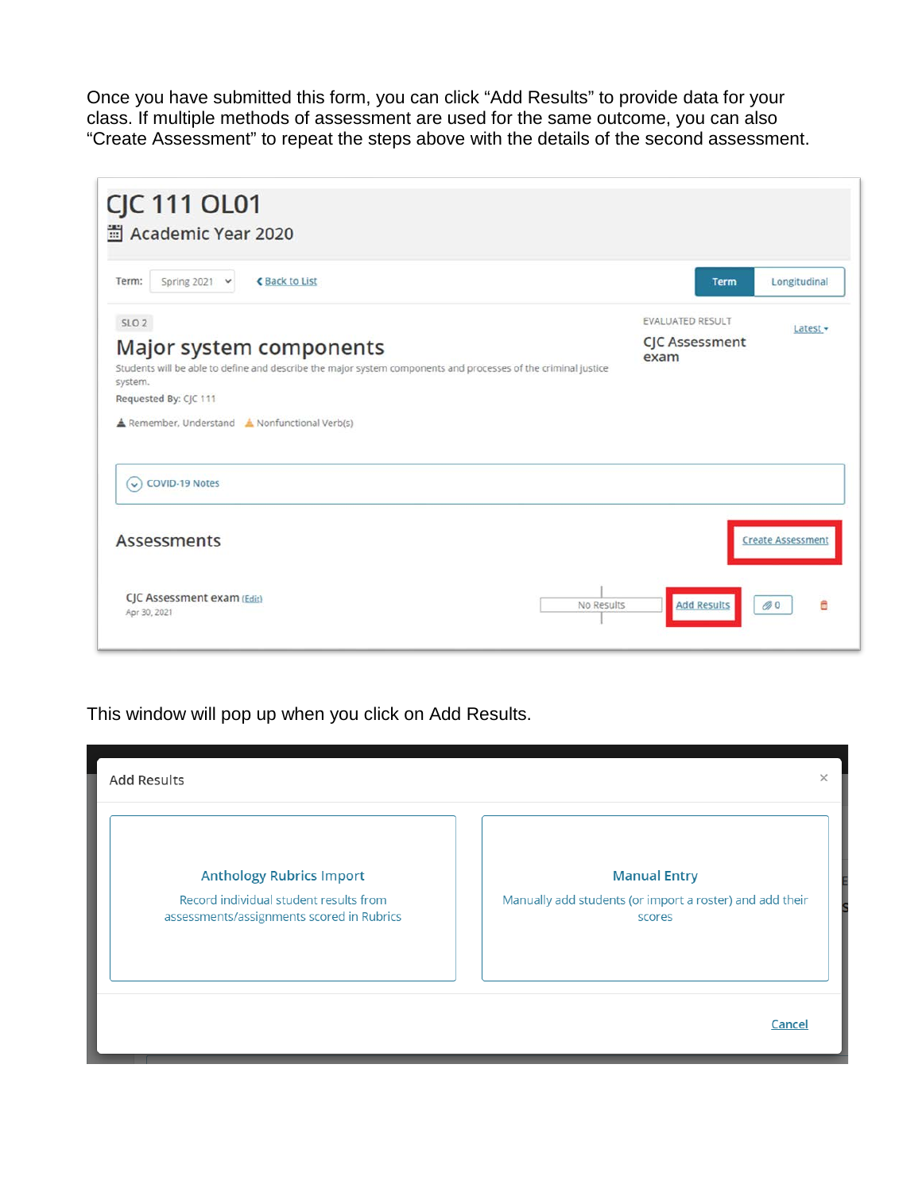Once you have submitted this form, you can click "Add Results" to provide data for your class. If multiple methods of assessment are used for the same outcome, you can also "Create Assessment" to repeat the steps above with the details of the second assessment.

CJC 111 OL01

Academic Year 2020

Term: Spring 2021 | Back to List | Term | Longitudinal

SLO 2

Major system components

Students will be able to define and describe the major system components and processes of the criminal justice system.

Requested By: CJC 111

Remember, Understand | Nonfunctional Verb(s)

EVALUATED RESULT

CJC Assessment exam

Latest

COVID-19 Notes

Assessments

Create Assessment

CJC Assessment exam (Edit)

Apr 30, 2021

No Results | Add Results | 0

This window will pop up when you click on Add Results.

Add Results

**Anthology Rubrics Import**

Record individual student results from assessments/assignments scored in Rubrics

**Manual Entry**

Manually add students (or import a roster) and add their scores

Cancel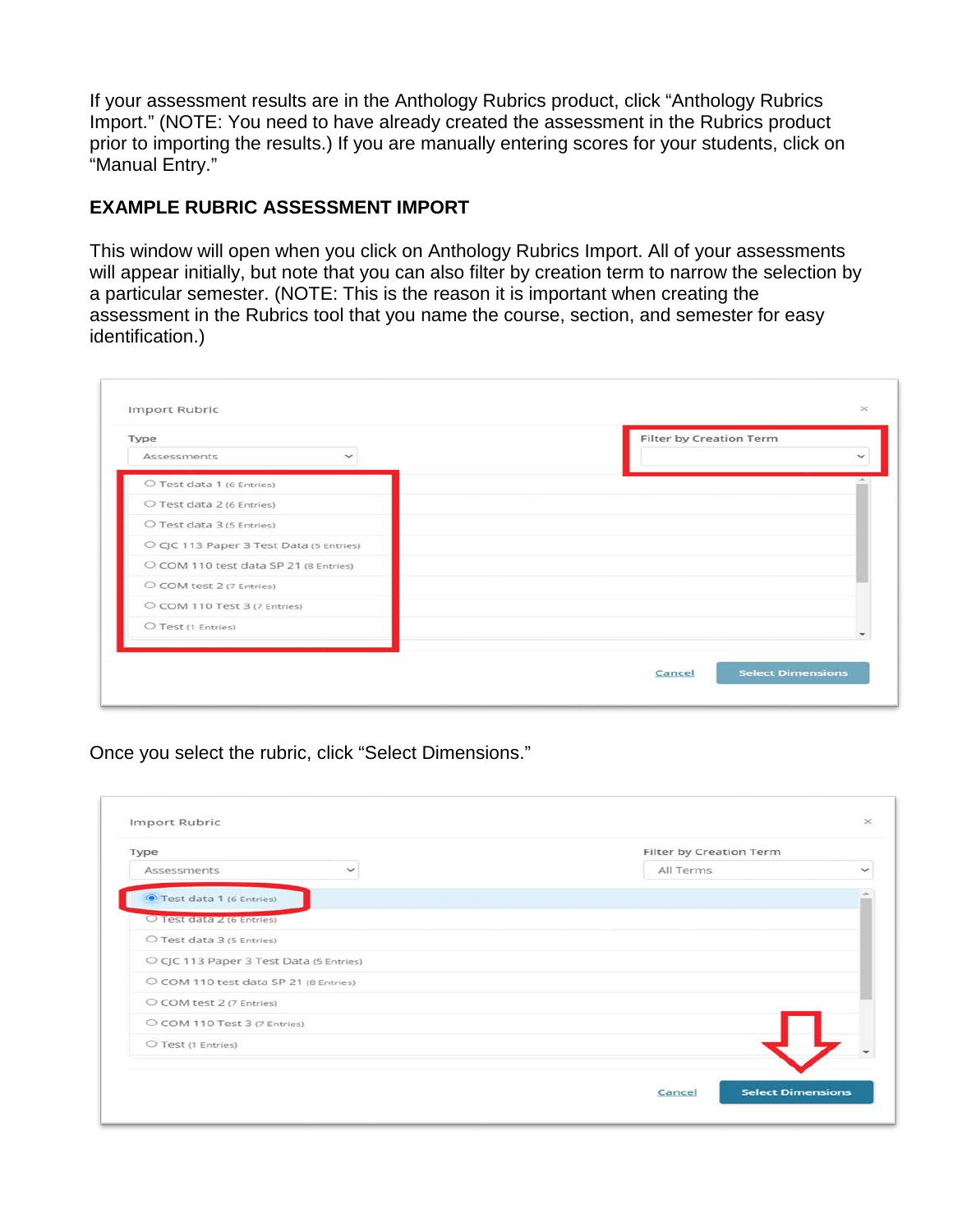If your assessment results are in the Anthology Rubrics product, click "Anthology Rubrics Import." (NOTE: You need to have already created the assessment in the Rubrics product prior to importing the results.) If you are manually entering scores for your students, click on "Manual Entry."

**EXAMPLE RUBRIC ASSESSMENT IMPORT**

This window will open when you click on Anthology Rubrics Import. All of your assessments will appear initially, but note that you can also filter by creation term to narrow the selection by a particular semester. (NOTE: This is the reason it is important when creating the assessment in the Rubrics tool that you name the course, section, and semester for easy identification.)

Once you select the rubric, click "Select Dimensions."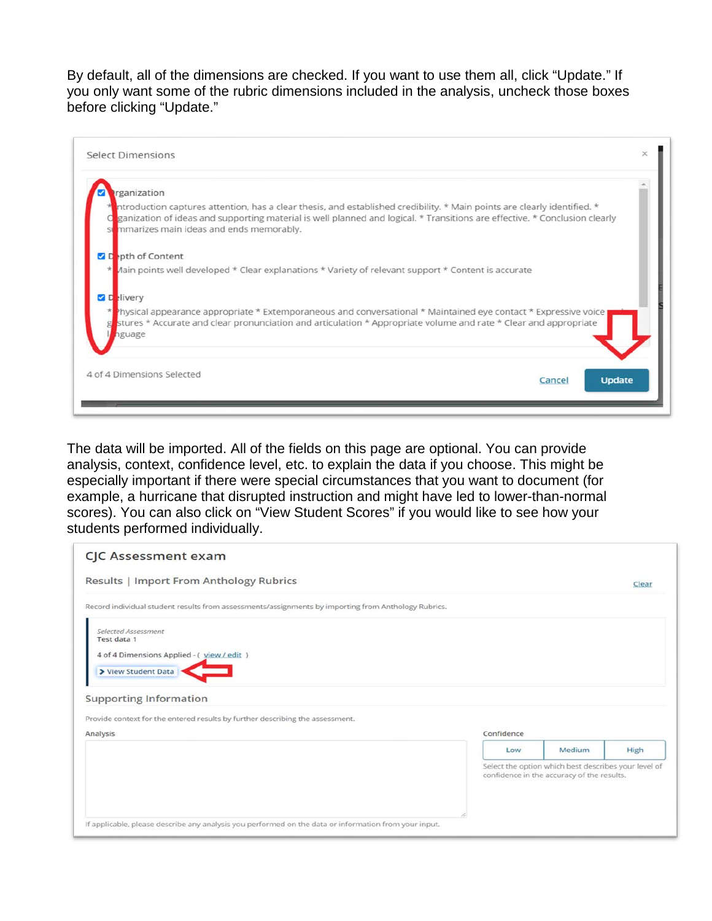By default, all of the dimensions are checked. If you want to use them all, click "Update." If you only want some of the rubric dimensions included in the analysis, uncheck those boxes before clicking "Update."

Select Dimensions

- [x] Organization
  * Introduction captures attention, has a clear thesis, and established credibility. * Main points are clearly identified. * Organization of ideas and supporting material is well planned and logical. * Transitions are effective. * Conclusion clearly summarizes main ideas and ends memorably.
- [x] Depth of Content
  * Main points well developed * Clear explanations * Variety of relevant support * Content is accurate
- [x] Delivery
  * Physical appearance appropriate * Extemporaneous and conversational * Maintained eye contact * Expressive voice and gestures * Accurate and clear pronunciation and articulation * Appropriate volume and rate * Clear and appropriate language

4 of 4 Dimensions Selected

Cancel | Update

The data will be imported. All of the fields on this page are optional. You can provide analysis, context, confidence level, etc. to explain the data if you choose. This might be especially important if there were special circumstances that you want to document (for example, a hurricane that disrupted instruction and might have led to lower-than-normal scores). You can also click on "View Student Scores" if you would like to see how your students performed individually.

CJC Assessment exam

Results | Import From Anthology Rubrics — Clear

Record individual student results from assessments/assignments by importing from Anthology Rubrics.

*Selected Assessment*
Test data 1

4 of 4 Dimensions Applied - ( view / edit )

> View Student Data

Supporting Information

Provide context for the entered results by further describing the assessment.

Analysis

If applicable, please describe any analysis you performed on the data or information from your input.

Confidence

Low | Medium | High

Select the option which best describes your level of confidence in the accuracy of the results.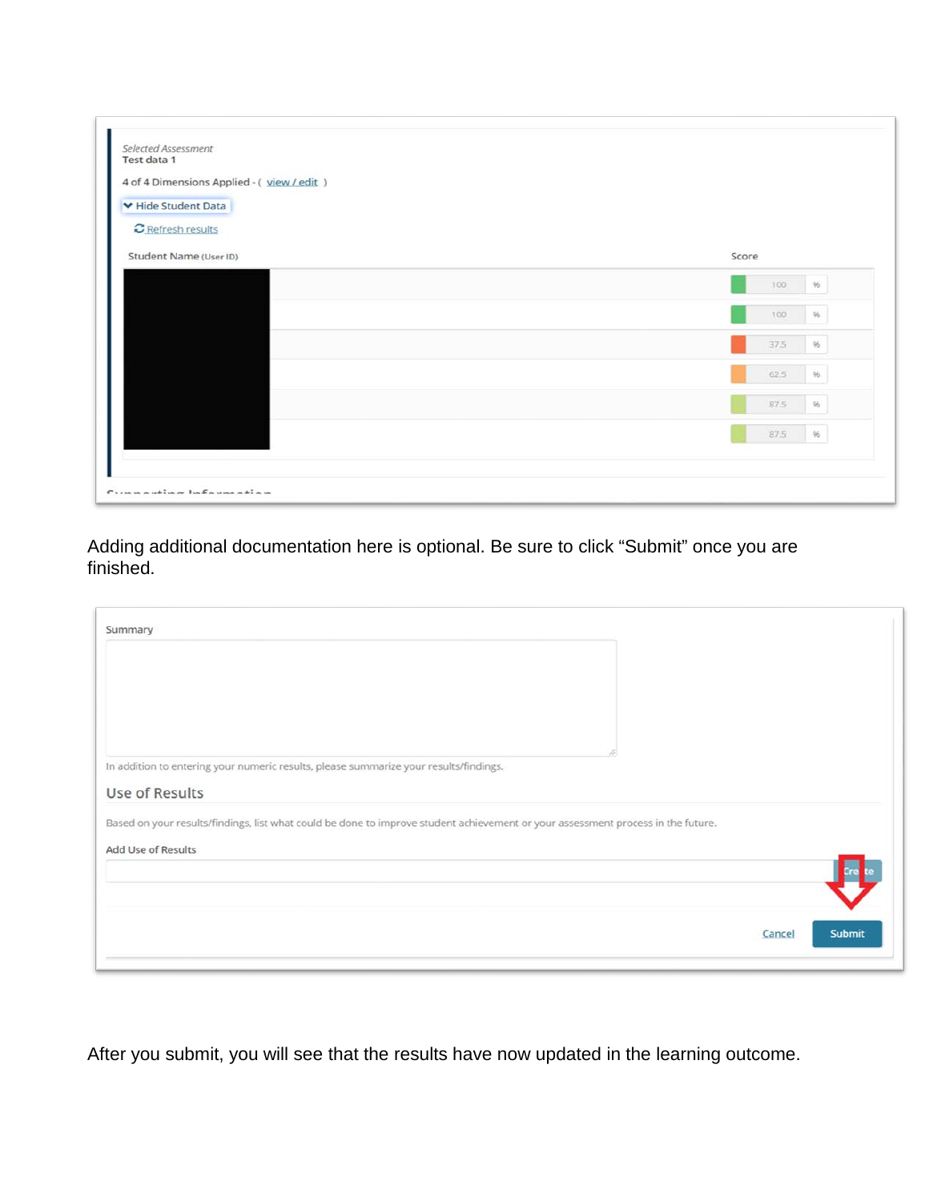Selected Assessment
Test data 1

4 of 4 Dimensions Applied - ( view / edit )

Hide Student Data

Refresh results

| Student Name (User ID) | Score |
| --- | --- |
| | 100 % |
| | 100 % |
| | 37.5 % |
| | 62.5 % |
| | 87.5 % |
| | 87.5 % |

Adding additional documentation here is optional. Be sure to click “Submit” once you are finished.

Summary

In addition to entering your numeric results, please summarize your results/findings.

Use of Results

Based on your results/findings, list what could be done to improve student achievement or your assessment process in the future.

Add Use of Results

Create

Cancel Submit

After you submit, you will see that the results have now updated in the learning outcome.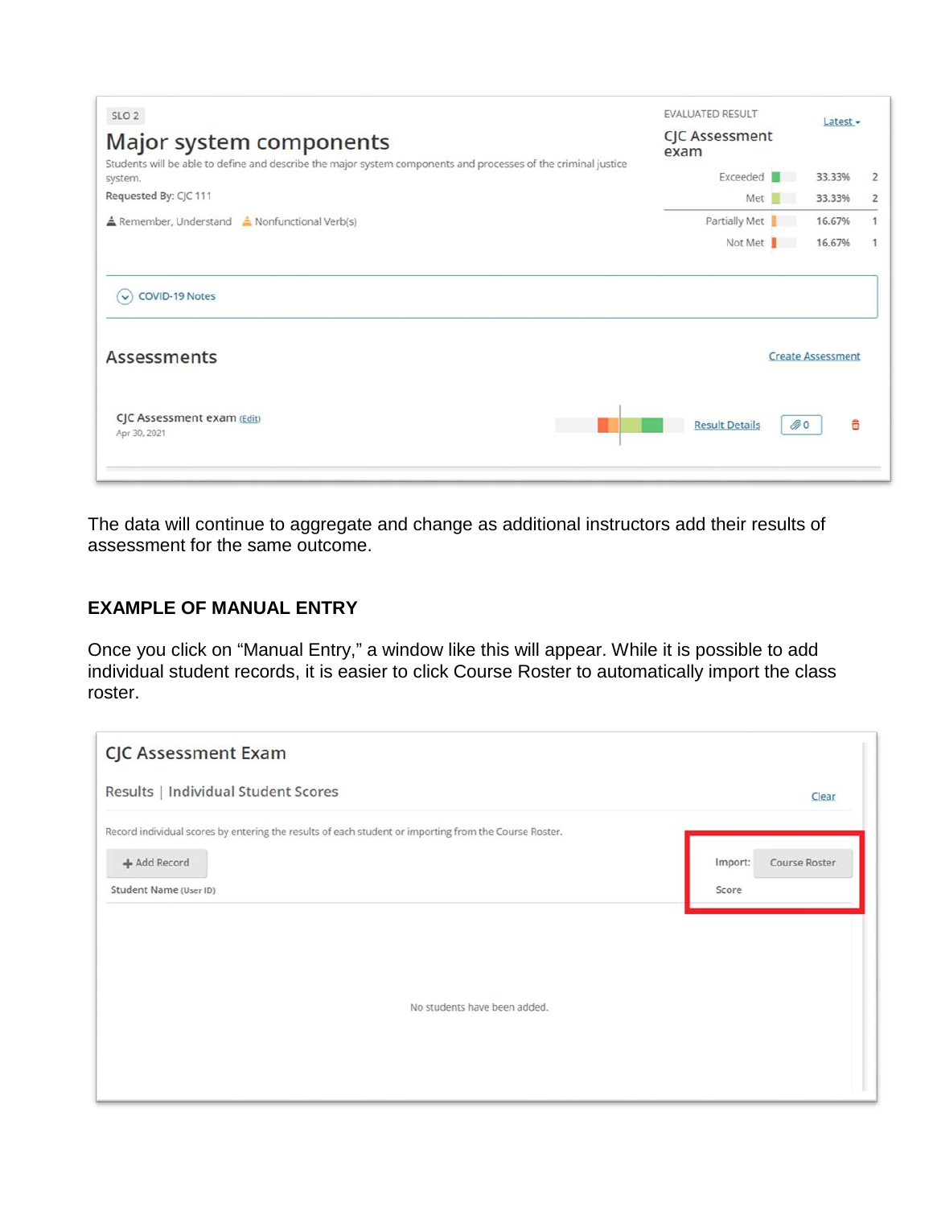SLO 2

# Major system components

Students will be able to define and describe the major system components and processes of the criminal justice system.

Requested By: CJC 111

Remember, Understand    Nonfunctional Verb(s)

EVALUATED RESULT    Latest

CJC Assessment exam

| | | |
|---|---|---|
| Exceeded | 33.33% | 2 |
| Met | 33.33% | 2 |
| Partially Met | 16.67% | 1 |
| Not Met | 16.67% | 1 |

COVID-19 Notes

Assessments    Create Assessment

CJC Assessment exam (Edit)
Apr 30, 2021    Result Details    0

The data will continue to aggregate and change as additional instructors add their results of assessment for the same outcome.

## EXAMPLE OF MANUAL ENTRY

Once you click on "Manual Entry," a window like this will appear. While it is possible to add individual student records, it is easier to click Course Roster to automatically import the class roster.

CJC Assessment Exam

Results | Individual Student Scores    Clear

Record individual scores by entering the results of each student or importing from the Course Roster.

+ Add Record    Import: Course Roster

Student Name (User ID)    Score

No students have been added.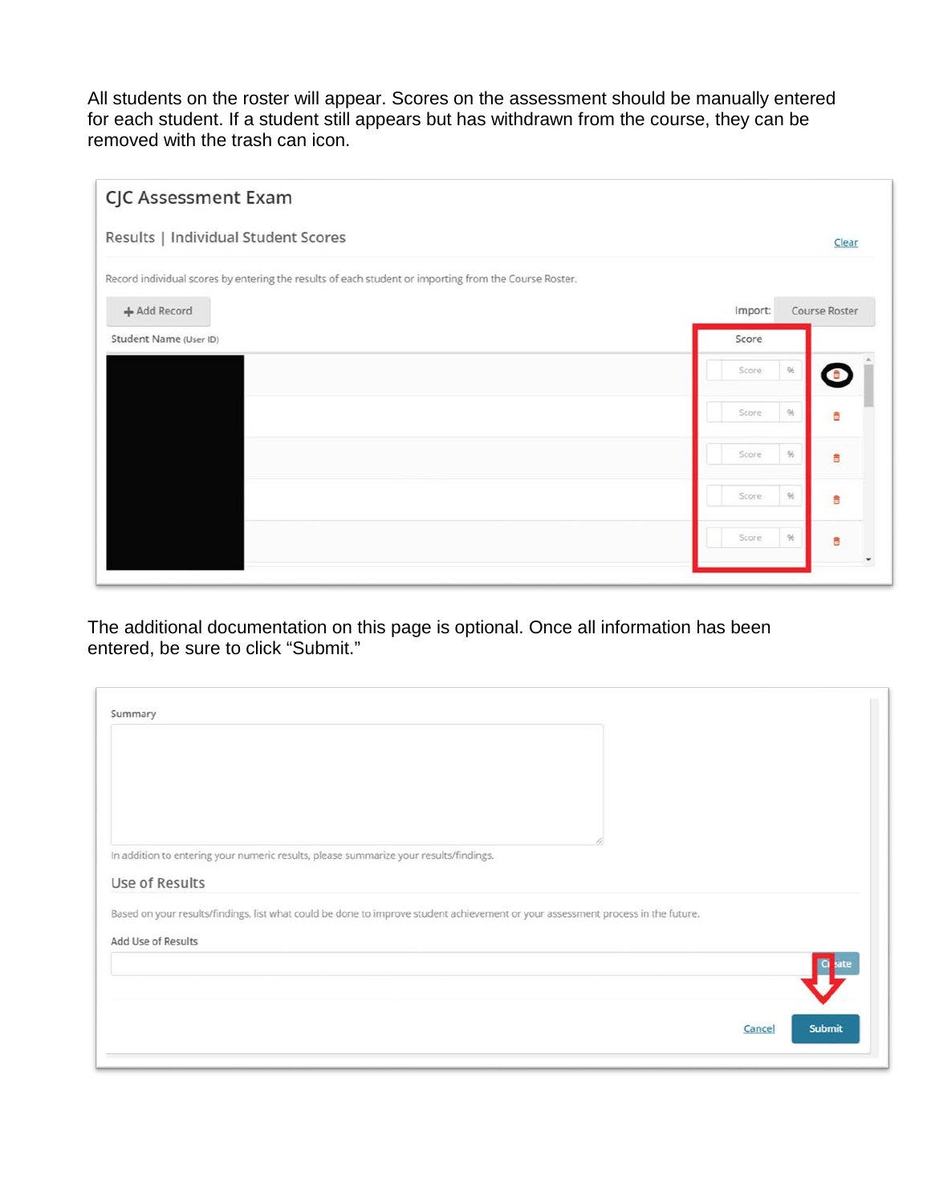All students on the roster will appear. Scores on the assessment should be manually entered for each student. If a student still appears but has withdrawn from the course, they can be removed with the trash can icon.

CJC Assessment Exam

Results | Individual Student Scores

Clear

Record individual scores by entering the results of each student or importing from the Course Roster.

+ Add Record

Import: Course Roster

| Student Name (User ID) | Score |
| --- | --- |
| | Score % |
| | Score % |
| | Score % |
| | Score % |
| | Score % |

The additional documentation on this page is optional. Once all information has been entered, be sure to click "Submit."

Summary

In addition to entering your numeric results, please summarize your results/findings.

Use of Results

Based on your results/findings, list what could be done to improve student achievement or your assessment process in the future.

Add Use of Results

Create

Cancel Submit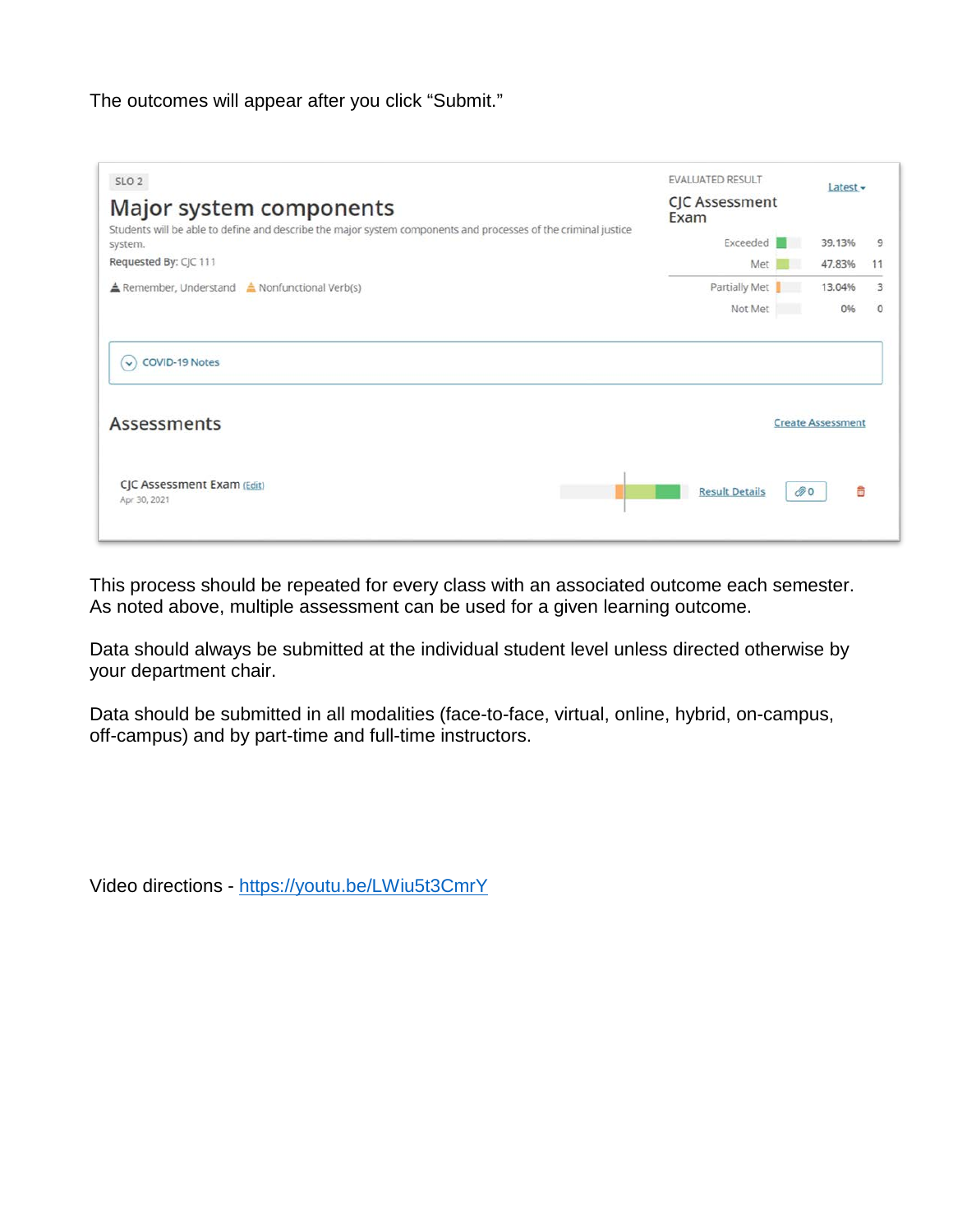The outcomes will appear after you click "Submit."

SLO 2

**Major system components**

Students will be able to define and describe the major system components and processes of the criminal justice system.

Requested By: CJC 111

Remember, Understand    Nonfunctional Verb(s)

EVALUATED RESULT

Latest

CJC Assessment Exam

| | | |
|---|---|---|
| Exceeded | 39.13% | 9 |
| Met | 47.83% | 11 |
| Partially Met | 13.04% | 3 |
| Not Met | 0% | 0 |

COVID-19 Notes

**Assessments**

Create Assessment

CJC Assessment Exam (Edit)
Apr 30, 2021

Result Details    0

This process should be repeated for every class with an associated outcome each semester. As noted above, multiple assessment can be used for a given learning outcome.

Data should always be submitted at the individual student level unless directed otherwise by your department chair.

Data should be submitted in all modalities (face-to-face, virtual, online, hybrid, on-campus, off-campus) and by part-time and full-time instructors.

Video directions - https://youtu.be/LWiu5t3CmrY